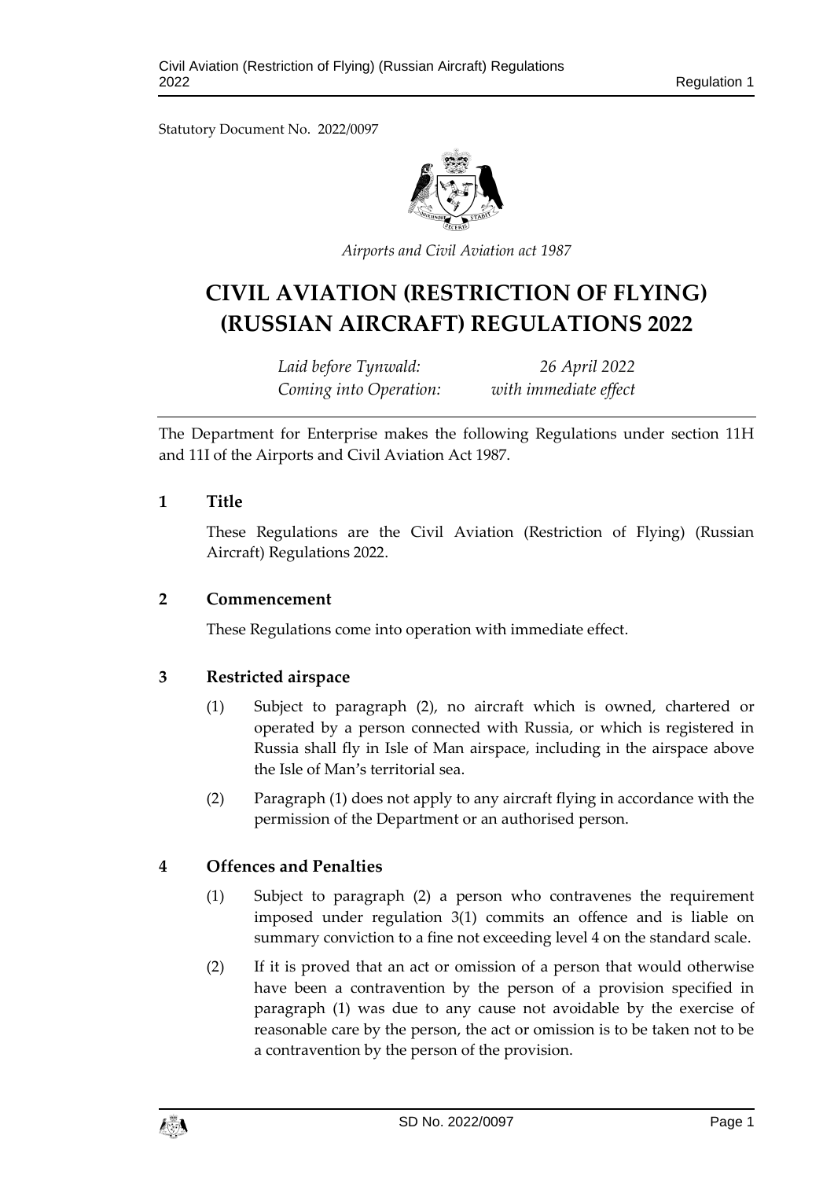Statutory Document No. 2022/0097

*Airports and Civil Aviation act 1987*

# CIVIL AVIATION (RESTRICTION OF FLYING) (RUSSIAN AIRCRAFT) REGULATIONS 2022

*Laid before Tynwald:* *26 April 2022*
*Coming into Operation:* *with immediate effect*

The Department for Enterprise makes the following Regulations under section 11H and 11I of the Airports and Civil Aviation Act 1987.

## 1 Title

These Regulations are the Civil Aviation (Restriction of Flying) (Russian Aircraft) Regulations 2022.

## 2 Commencement

These Regulations come into operation with immediate effect.

## 3 Restricted airspace

(1) Subject to paragraph (2), no aircraft which is owned, chartered or operated by a person connected with Russia, or which is registered in Russia shall fly in Isle of Man airspace, including in the airspace above the Isle of Man's territorial sea.

(2) Paragraph (1) does not apply to any aircraft flying in accordance with the permission of the Department or an authorised person.

## 4 Offences and Penalties

(1) Subject to paragraph (2) a person who contravenes the requirement imposed under regulation 3(1) commits an offence and is liable on summary conviction to a fine not exceeding level 4 on the standard scale.

(2) If it is proved that an act or omission of a person that would otherwise have been a contravention by the person of a provision specified in paragraph (1) was due to any cause not avoidable by the exercise of reasonable care by the person, the act or omission is to be taken not to be a contravention by the person of the provision.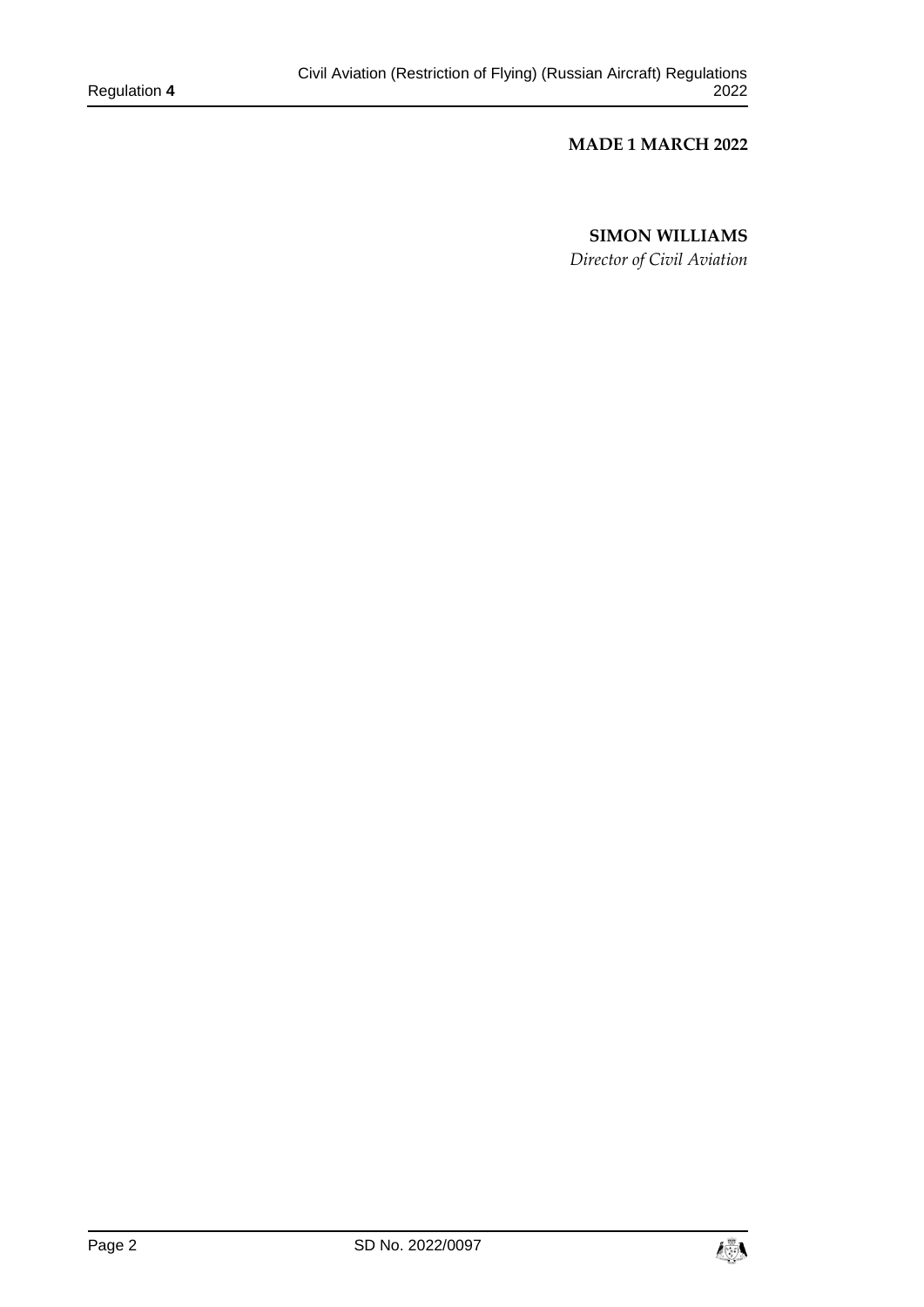**MADE 1 MARCH 2022**

**SIMON WILLIAMS**

*Director of Civil Aviation*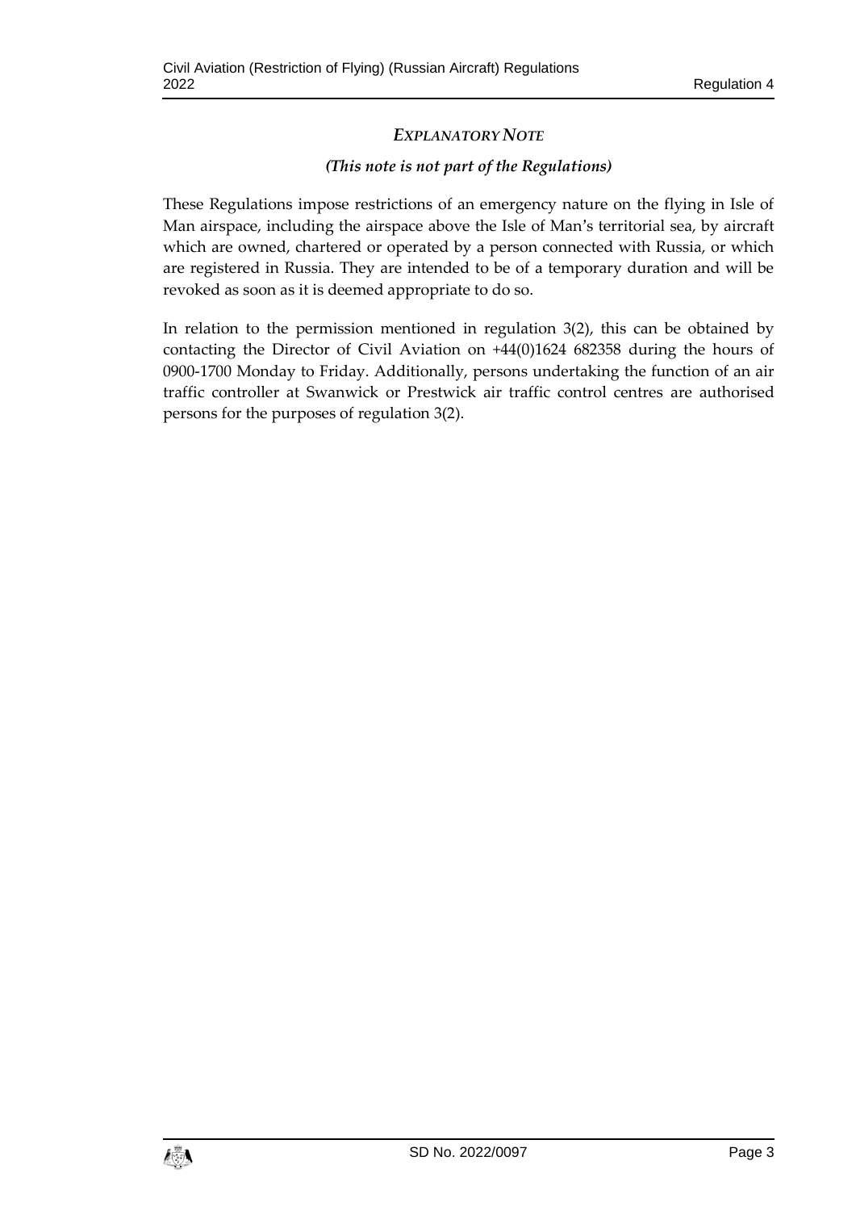## *EXPLANATORY NOTE*

### *(This note is not part of the Regulations)*

These Regulations impose restrictions of an emergency nature on the flying in Isle of Man airspace, including the airspace above the Isle of Man's territorial sea, by aircraft which are owned, chartered or operated by a person connected with Russia, or which are registered in Russia. They are intended to be of a temporary duration and will be revoked as soon as it is deemed appropriate to do so.

In relation to the permission mentioned in regulation 3(2), this can be obtained by contacting the Director of Civil Aviation on +44(0)1624 682358 during the hours of 0900-1700 Monday to Friday. Additionally, persons undertaking the function of an air traffic controller at Swanwick or Prestwick air traffic control centres are authorised persons for the purposes of regulation 3(2).